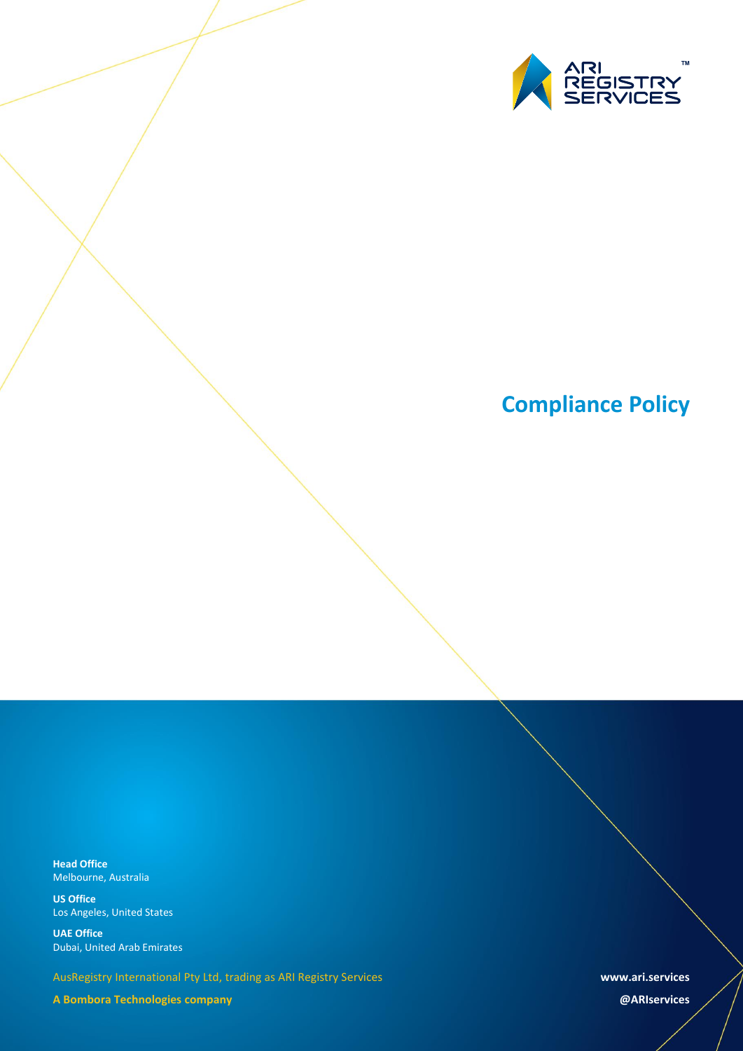ARI REGISTRY SERVICES™

# Compliance Policy

**Head Office**
Melbourne, Australia

**US Office**
Los Angeles, United States

**UAE Office**
Dubai, United Arab Emirates

AusRegistry International Pty Ltd, trading as ARI Registry Services

**A Bombora Technologies company**

**www.ari.services**

**@ARIservices**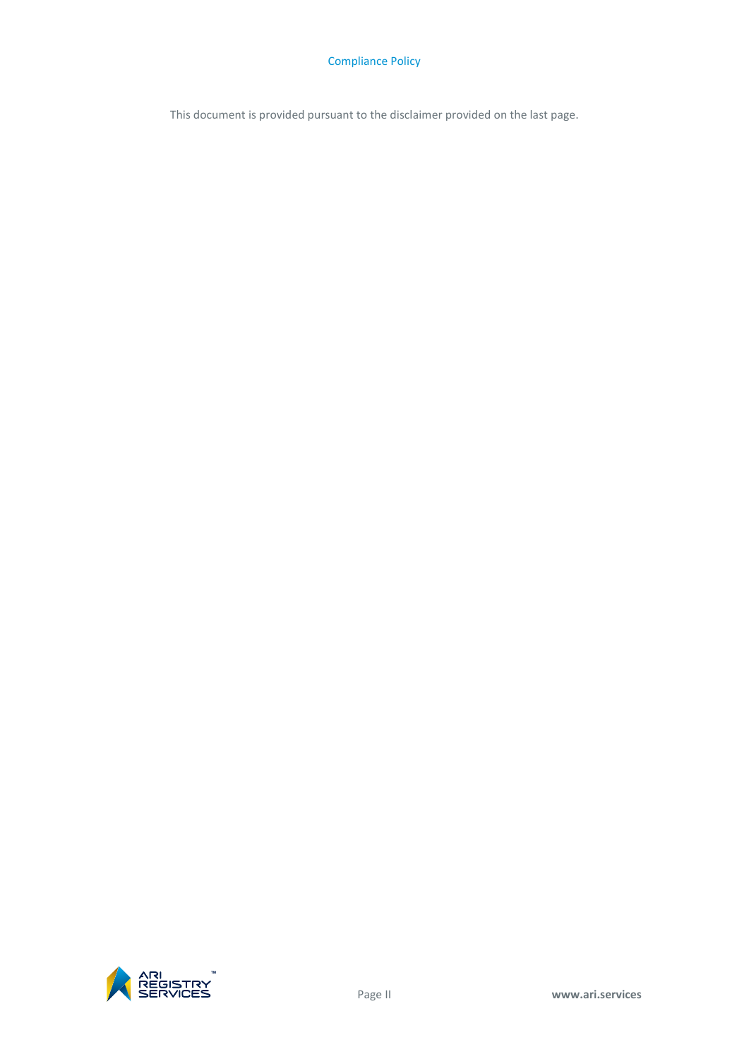This document is provided pursuant to the disclaimer provided on the last page.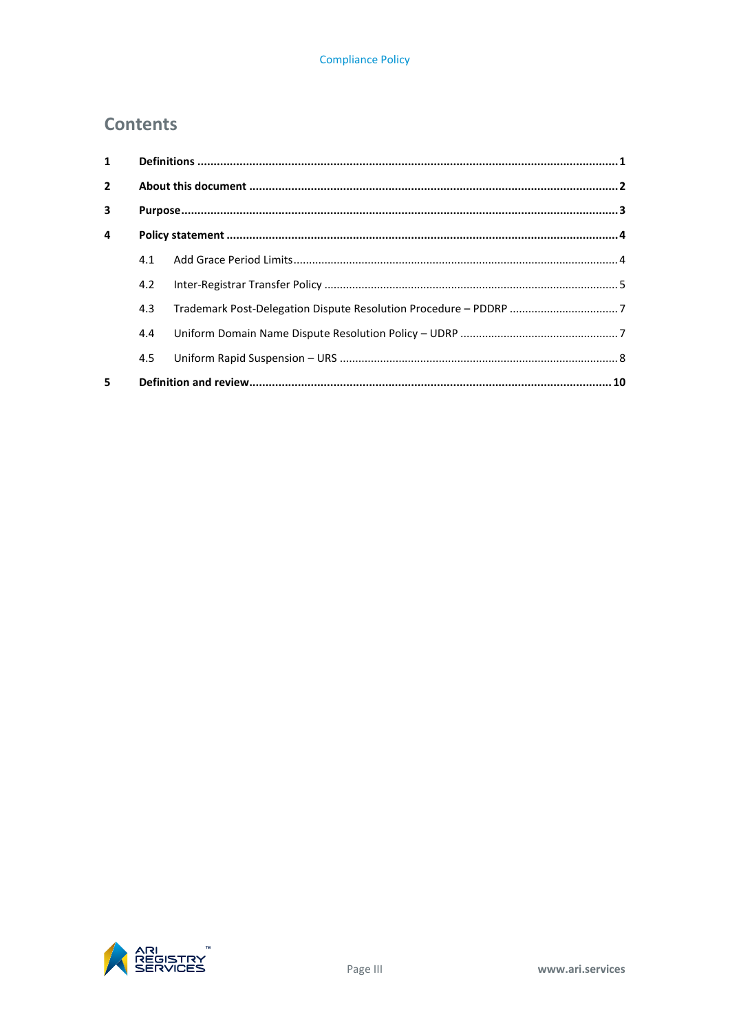# Contents

| | | |
|---|---|---|
| **1** | **Definitions** | **1** |
| **2** | **About this document** | **2** |
| **3** | **Purpose** | **3** |
| **4** | **Policy statement** | **4** |
| 4.1 | Add Grace Period Limits | 4 |
| 4.2 | Inter-Registrar Transfer Policy | 5 |
| 4.3 | Trademark Post-Delegation Dispute Resolution Procedure – PDDRP | 7 |
| 4.4 | Uniform Domain Name Dispute Resolution Policy – UDRP | 7 |
| 4.5 | Uniform Rapid Suspension – URS | 8 |
| **5** | **Definition and review** | **10** |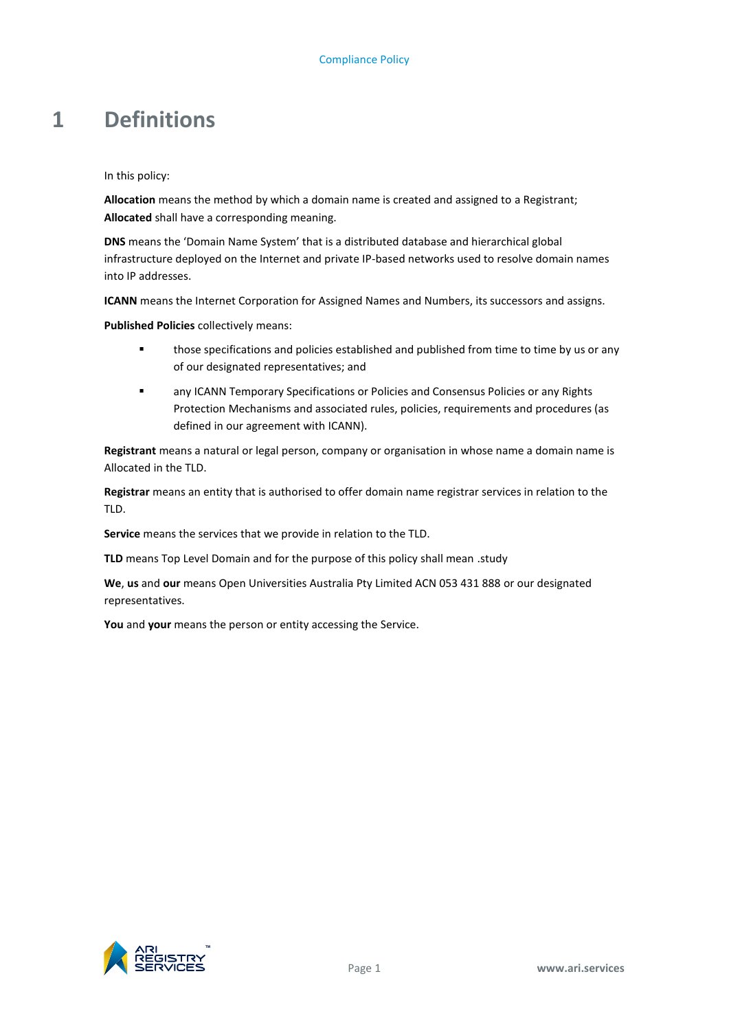# 1 Definitions

In this policy:

**Allocation** means the method by which a domain name is created and assigned to a Registrant; **Allocated** shall have a corresponding meaning.

**DNS** means the 'Domain Name System' that is a distributed database and hierarchical global infrastructure deployed on the Internet and private IP-based networks used to resolve domain names into IP addresses.

**ICANN** means the Internet Corporation for Assigned Names and Numbers, its successors and assigns.

**Published Policies** collectively means:

- those specifications and policies established and published from time to time by us or any of our designated representatives; and
- any ICANN Temporary Specifications or Policies and Consensus Policies or any Rights Protection Mechanisms and associated rules, policies, requirements and procedures (as defined in our agreement with ICANN).

**Registrant** means a natural or legal person, company or organisation in whose name a domain name is Allocated in the TLD.

**Registrar** means an entity that is authorised to offer domain name registrar services in relation to the TLD.

**Service** means the services that we provide in relation to the TLD.

**TLD** means Top Level Domain and for the purpose of this policy shall mean .study

**We**, **us** and **our** means Open Universities Australia Pty Limited ACN 053 431 888 or our designated representatives.

**You** and **your** means the person or entity accessing the Service.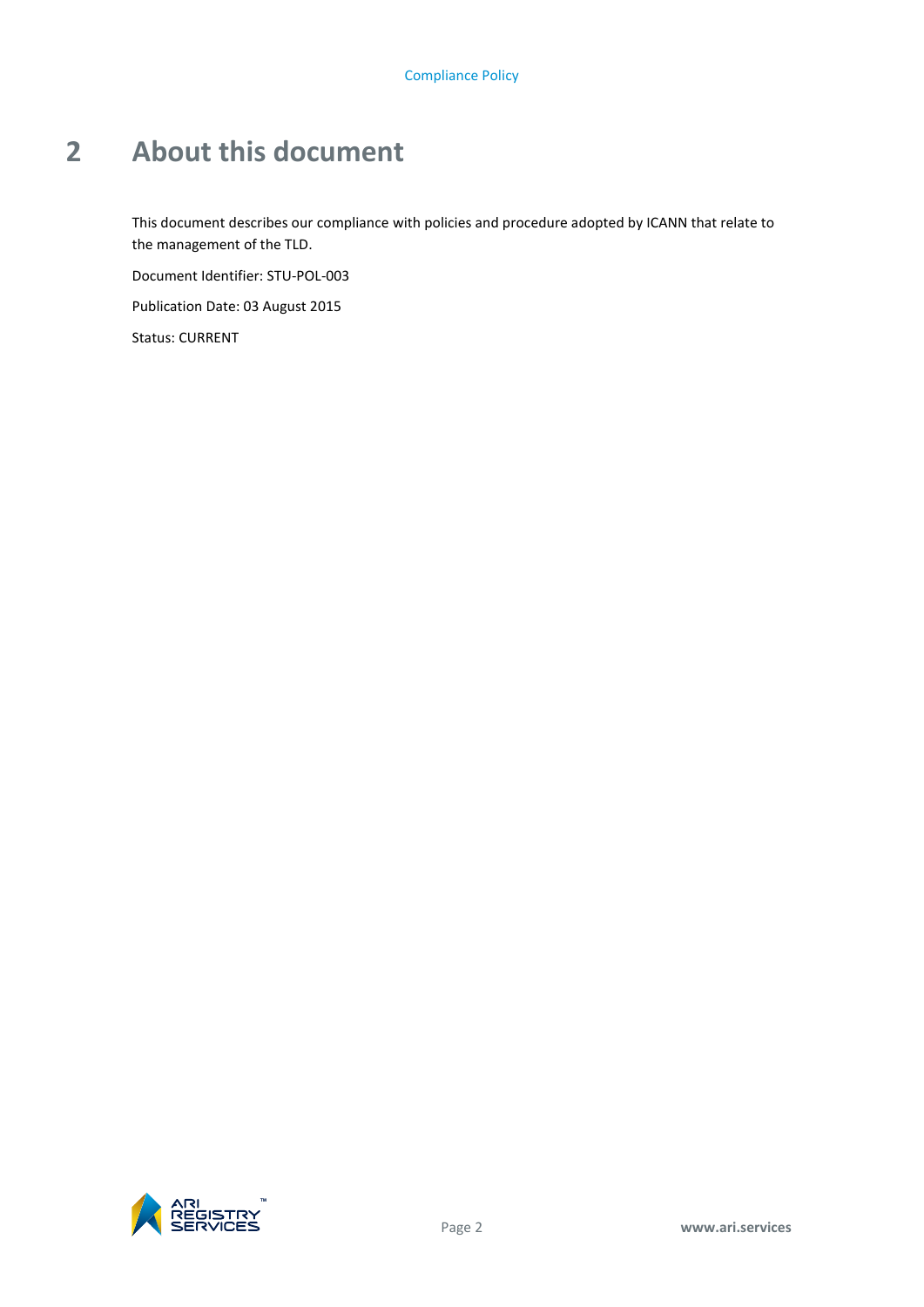# 2 About this document

This document describes our compliance with policies and procedure adopted by ICANN that relate to the management of the TLD.

Document Identifier: STU-POL-003

Publication Date: 03 August 2015

Status: CURRENT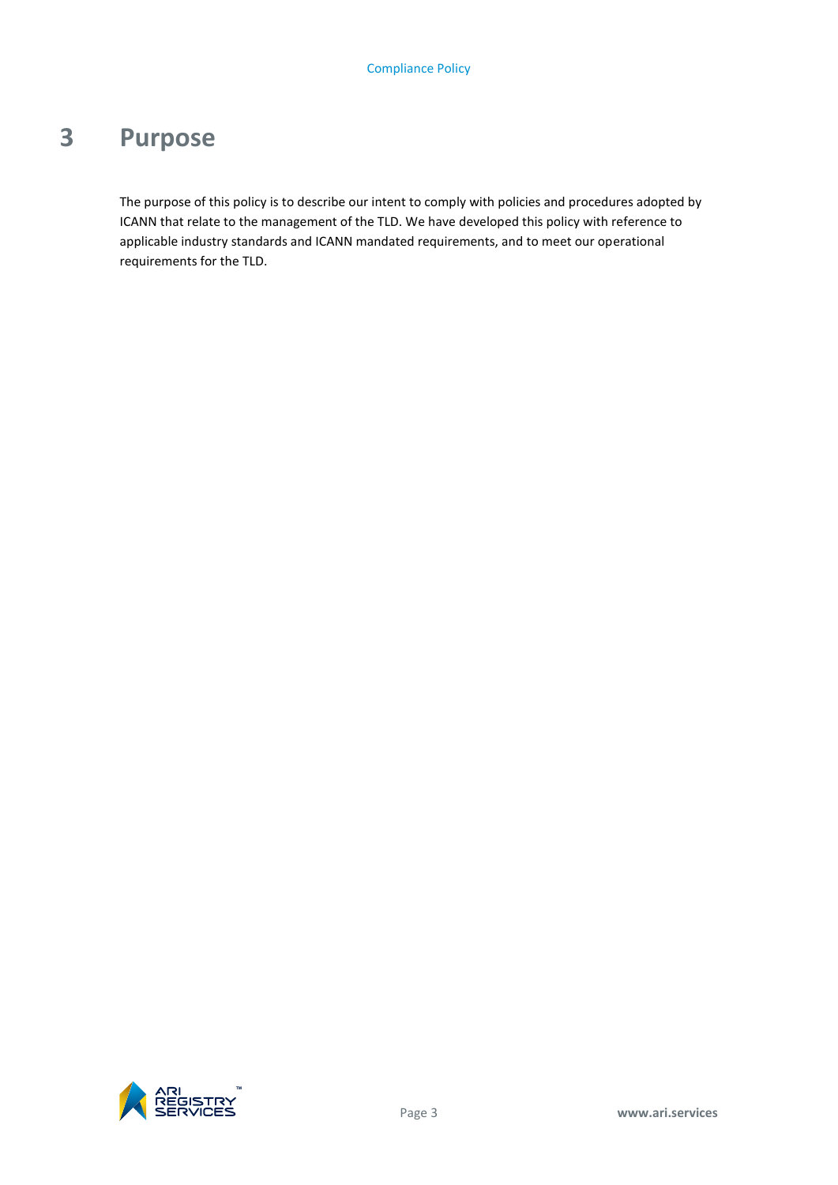# 3 Purpose

The purpose of this policy is to describe our intent to comply with policies and procedures adopted by ICANN that relate to the management of the TLD. We have developed this policy with reference to applicable industry standards and ICANN mandated requirements, and to meet our operational requirements for the TLD.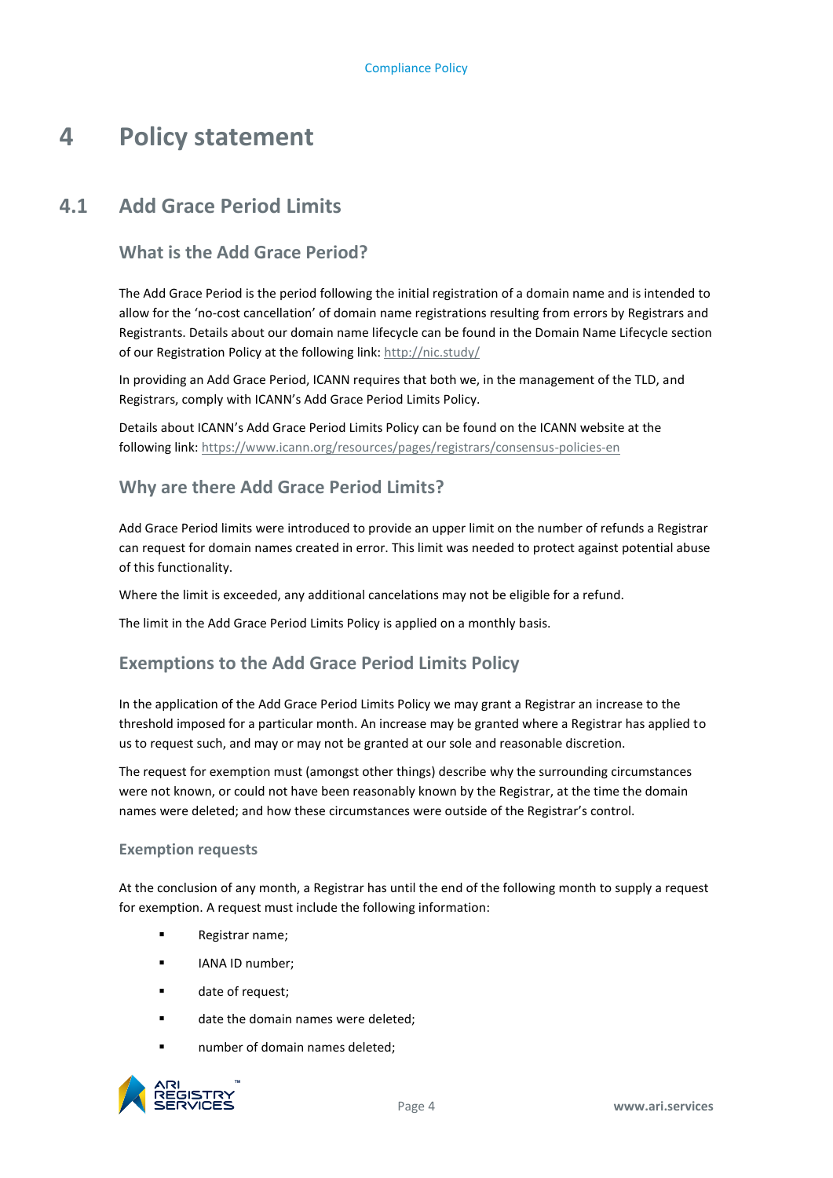# 4 Policy statement

## 4.1 Add Grace Period Limits

### What is the Add Grace Period?

The Add Grace Period is the period following the initial registration of a domain name and is intended to allow for the 'no-cost cancellation' of domain name registrations resulting from errors by Registrars and Registrants. Details about our domain name lifecycle can be found in the Domain Name Lifecycle section of our Registration Policy at the following link: http://nic.study/

In providing an Add Grace Period, ICANN requires that both we, in the management of the TLD, and Registrars, comply with ICANN's Add Grace Period Limits Policy.

Details about ICANN's Add Grace Period Limits Policy can be found on the ICANN website at the following link: https://www.icann.org/resources/pages/registrars/consensus-policies-en

### Why are there Add Grace Period Limits?

Add Grace Period limits were introduced to provide an upper limit on the number of refunds a Registrar can request for domain names created in error. This limit was needed to protect against potential abuse of this functionality.

Where the limit is exceeded, any additional cancelations may not be eligible for a refund.

The limit in the Add Grace Period Limits Policy is applied on a monthly basis.

### Exemptions to the Add Grace Period Limits Policy

In the application of the Add Grace Period Limits Policy we may grant a Registrar an increase to the threshold imposed for a particular month. An increase may be granted where a Registrar has applied to us to request such, and may or may not be granted at our sole and reasonable discretion.

The request for exemption must (amongst other things) describe why the surrounding circumstances were not known, or could not have been reasonably known by the Registrar, at the time the domain names were deleted; and how these circumstances were outside of the Registrar's control.

#### Exemption requests

At the conclusion of any month, a Registrar has until the end of the following month to supply a request for exemption. A request must include the following information:

- Registrar name;
- IANA ID number;
- date of request;
- date the domain names were deleted;
- number of domain names deleted;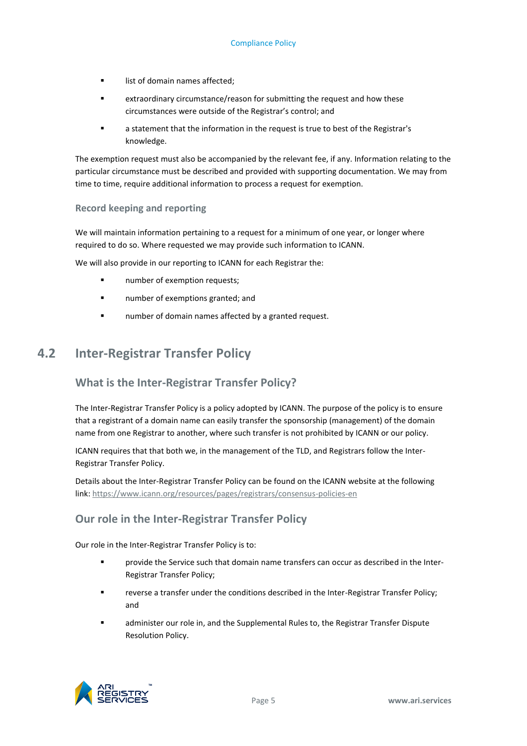- list of domain names affected;
- extraordinary circumstance/reason for submitting the request and how these circumstances were outside of the Registrar's control; and
- a statement that the information in the request is true to best of the Registrar's knowledge.

The exemption request must also be accompanied by the relevant fee, if any. Information relating to the particular circumstance must be described and provided with supporting documentation. We may from time to time, require additional information to process a request for exemption.

### Record keeping and reporting

We will maintain information pertaining to a request for a minimum of one year, or longer where required to do so. Where requested we may provide such information to ICANN.

We will also provide in our reporting to ICANN for each Registrar the:

- number of exemption requests;
- number of exemptions granted; and
- number of domain names affected by a granted request.

## 4.2 Inter-Registrar Transfer Policy

### What is the Inter-Registrar Transfer Policy?

The Inter-Registrar Transfer Policy is a policy adopted by ICANN. The purpose of the policy is to ensure that a registrant of a domain name can easily transfer the sponsorship (management) of the domain name from one Registrar to another, where such transfer is not prohibited by ICANN or our policy.

ICANN requires that that both we, in the management of the TLD, and Registrars follow the Inter-Registrar Transfer Policy.

Details about the Inter-Registrar Transfer Policy can be found on the ICANN website at the following link: https://www.icann.org/resources/pages/registrars/consensus-policies-en

### Our role in the Inter-Registrar Transfer Policy

Our role in the Inter-Registrar Transfer Policy is to:

- provide the Service such that domain name transfers can occur as described in the Inter-Registrar Transfer Policy;
- reverse a transfer under the conditions described in the Inter-Registrar Transfer Policy; and
- administer our role in, and the Supplemental Rules to, the Registrar Transfer Dispute Resolution Policy.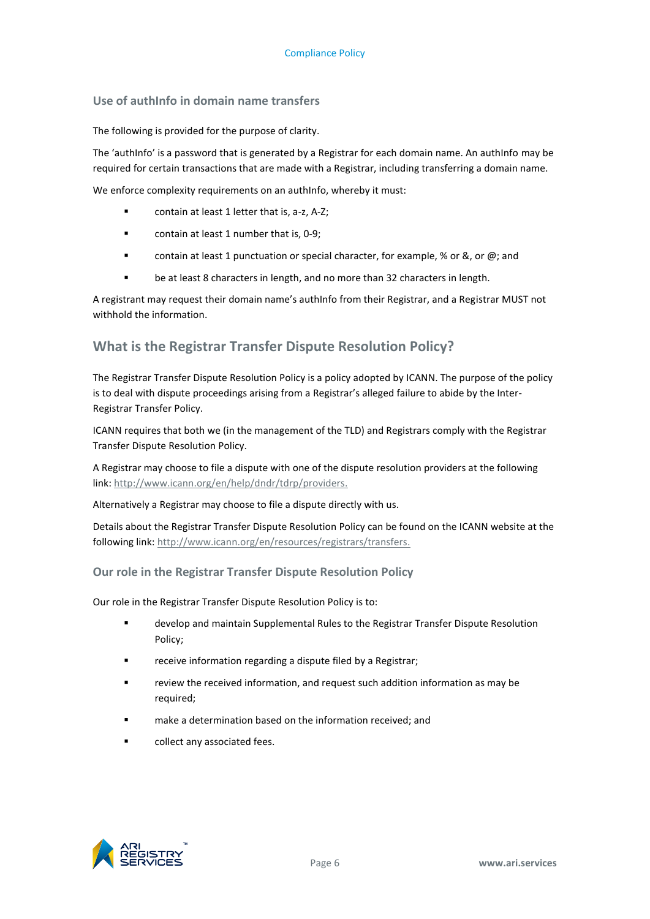### Use of authInfo in domain name transfers

The following is provided for the purpose of clarity.

The 'authInfo' is a password that is generated by a Registrar for each domain name. An authInfo may be required for certain transactions that are made with a Registrar, including transferring a domain name.

We enforce complexity requirements on an authInfo, whereby it must:

- contain at least 1 letter that is, a-z, A-Z;
- contain at least 1 number that is, 0-9;
- contain at least 1 punctuation or special character, for example, % or &, or @; and
- be at least 8 characters in length, and no more than 32 characters in length.

A registrant may request their domain name's authInfo from their Registrar, and a Registrar MUST not withhold the information.

## What is the Registrar Transfer Dispute Resolution Policy?

The Registrar Transfer Dispute Resolution Policy is a policy adopted by ICANN. The purpose of the policy is to deal with dispute proceedings arising from a Registrar's alleged failure to abide by the Inter-Registrar Transfer Policy.

ICANN requires that both we (in the management of the TLD) and Registrars comply with the Registrar Transfer Dispute Resolution Policy.

A Registrar may choose to file a dispute with one of the dispute resolution providers at the following link: http://www.icann.org/en/help/dndr/tdrp/providers.

Alternatively a Registrar may choose to file a dispute directly with us.

Details about the Registrar Transfer Dispute Resolution Policy can be found on the ICANN website at the following link: http://www.icann.org/en/resources/registrars/transfers.

### Our role in the Registrar Transfer Dispute Resolution Policy

Our role in the Registrar Transfer Dispute Resolution Policy is to:

- develop and maintain Supplemental Rules to the Registrar Transfer Dispute Resolution Policy;
- receive information regarding a dispute filed by a Registrar;
- review the received information, and request such addition information as may be required;
- make a determination based on the information received; and
- collect any associated fees.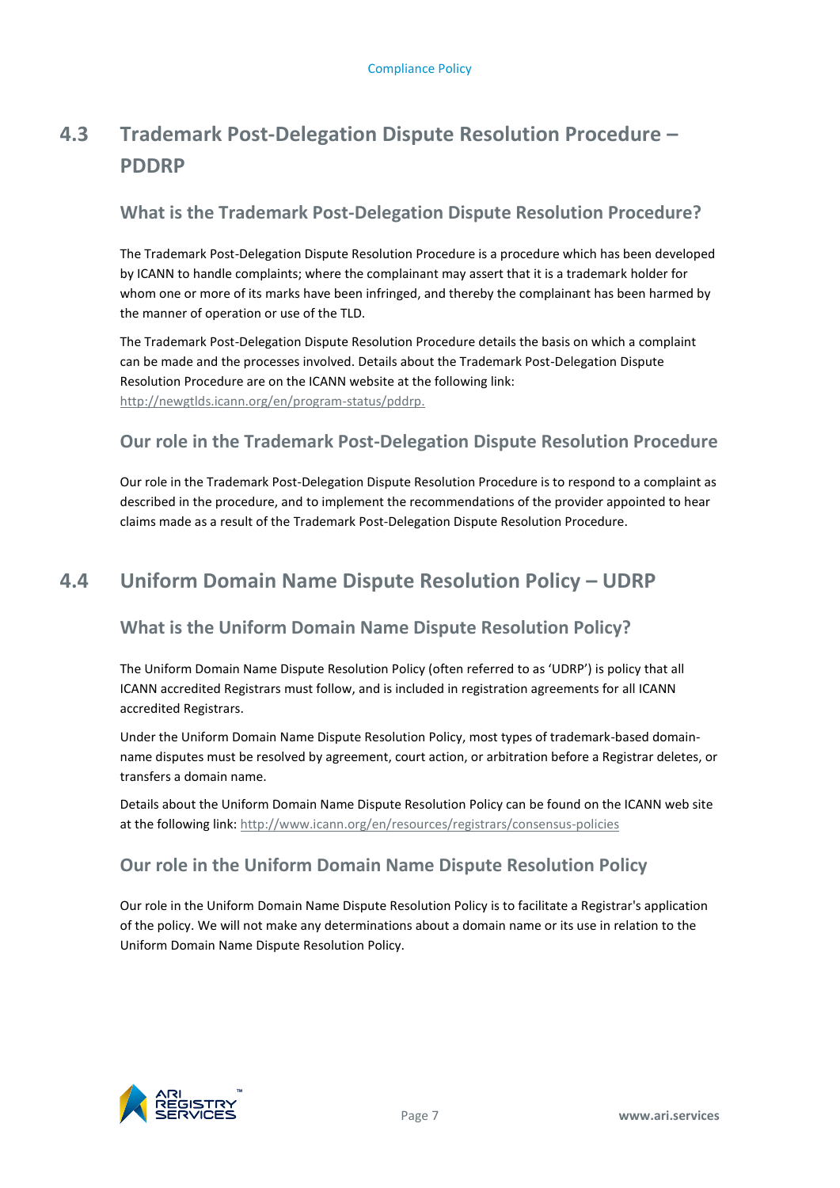## 4.3 Trademark Post-Delegation Dispute Resolution Procedure – PDDRP

### What is the Trademark Post-Delegation Dispute Resolution Procedure?

The Trademark Post-Delegation Dispute Resolution Procedure is a procedure which has been developed by ICANN to handle complaints; where the complainant may assert that it is a trademark holder for whom one or more of its marks have been infringed, and thereby the complainant has been harmed by the manner of operation or use of the TLD.

The Trademark Post-Delegation Dispute Resolution Procedure details the basis on which a complaint can be made and the processes involved. Details about the Trademark Post-Delegation Dispute Resolution Procedure are on the ICANN website at the following link: http://newgtlds.icann.org/en/program-status/pddrp.

### Our role in the Trademark Post-Delegation Dispute Resolution Procedure

Our role in the Trademark Post-Delegation Dispute Resolution Procedure is to respond to a complaint as described in the procedure, and to implement the recommendations of the provider appointed to hear claims made as a result of the Trademark Post-Delegation Dispute Resolution Procedure.

## 4.4 Uniform Domain Name Dispute Resolution Policy – UDRP

### What is the Uniform Domain Name Dispute Resolution Policy?

The Uniform Domain Name Dispute Resolution Policy (often referred to as 'UDRP') is policy that all ICANN accredited Registrars must follow, and is included in registration agreements for all ICANN accredited Registrars.

Under the Uniform Domain Name Dispute Resolution Policy, most types of trademark-based domain-name disputes must be resolved by agreement, court action, or arbitration before a Registrar deletes, or transfers a domain name.

Details about the Uniform Domain Name Dispute Resolution Policy can be found on the ICANN web site at the following link: http://www.icann.org/en/resources/registrars/consensus-policies

### Our role in the Uniform Domain Name Dispute Resolution Policy

Our role in the Uniform Domain Name Dispute Resolution Policy is to facilitate a Registrar's application of the policy. We will not make any determinations about a domain name or its use in relation to the Uniform Domain Name Dispute Resolution Policy.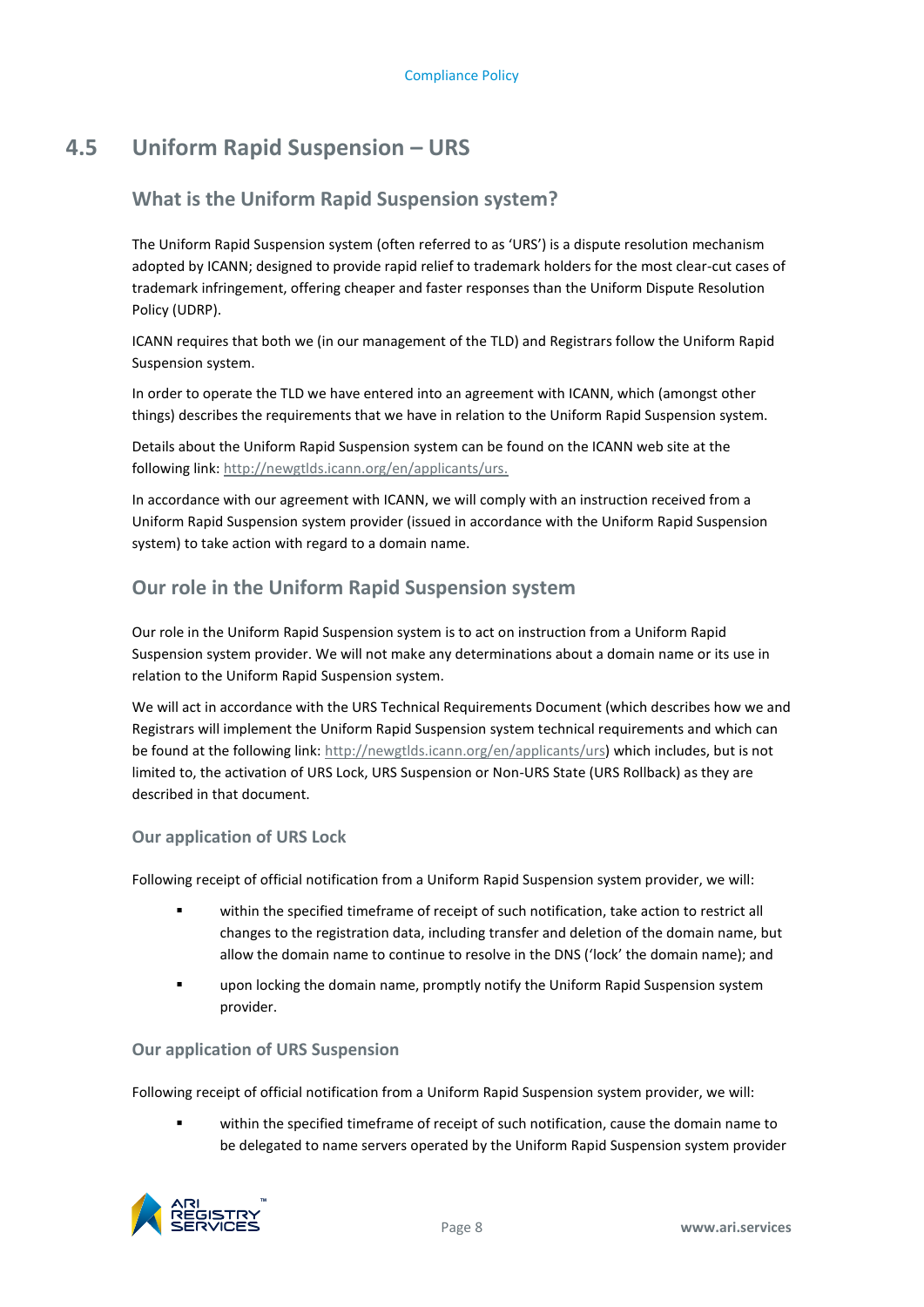## 4.5 Uniform Rapid Suspension – URS

### What is the Uniform Rapid Suspension system?

The Uniform Rapid Suspension system (often referred to as 'URS') is a dispute resolution mechanism adopted by ICANN; designed to provide rapid relief to trademark holders for the most clear-cut cases of trademark infringement, offering cheaper and faster responses than the Uniform Dispute Resolution Policy (UDRP).

ICANN requires that both we (in our management of the TLD) and Registrars follow the Uniform Rapid Suspension system.

In order to operate the TLD we have entered into an agreement with ICANN, which (amongst other things) describes the requirements that we have in relation to the Uniform Rapid Suspension system.

Details about the Uniform Rapid Suspension system can be found on the ICANN web site at the following link: http://newgtlds.icann.org/en/applicants/urs.

In accordance with our agreement with ICANN, we will comply with an instruction received from a Uniform Rapid Suspension system provider (issued in accordance with the Uniform Rapid Suspension system) to take action with regard to a domain name.

### Our role in the Uniform Rapid Suspension system

Our role in the Uniform Rapid Suspension system is to act on instruction from a Uniform Rapid Suspension system provider. We will not make any determinations about a domain name or its use in relation to the Uniform Rapid Suspension system.

We will act in accordance with the URS Technical Requirements Document (which describes how we and Registrars will implement the Uniform Rapid Suspension system technical requirements and which can be found at the following link: http://newgtlds.icann.org/en/applicants/urs) which includes, but is not limited to, the activation of URS Lock, URS Suspension or Non-URS State (URS Rollback) as they are described in that document.

#### Our application of URS Lock

Following receipt of official notification from a Uniform Rapid Suspension system provider, we will:

- within the specified timeframe of receipt of such notification, take action to restrict all changes to the registration data, including transfer and deletion of the domain name, but allow the domain name to continue to resolve in the DNS ('lock' the domain name); and
- upon locking the domain name, promptly notify the Uniform Rapid Suspension system provider.

#### Our application of URS Suspension

Following receipt of official notification from a Uniform Rapid Suspension system provider, we will:

- within the specified timeframe of receipt of such notification, cause the domain name to be delegated to name servers operated by the Uniform Rapid Suspension system provider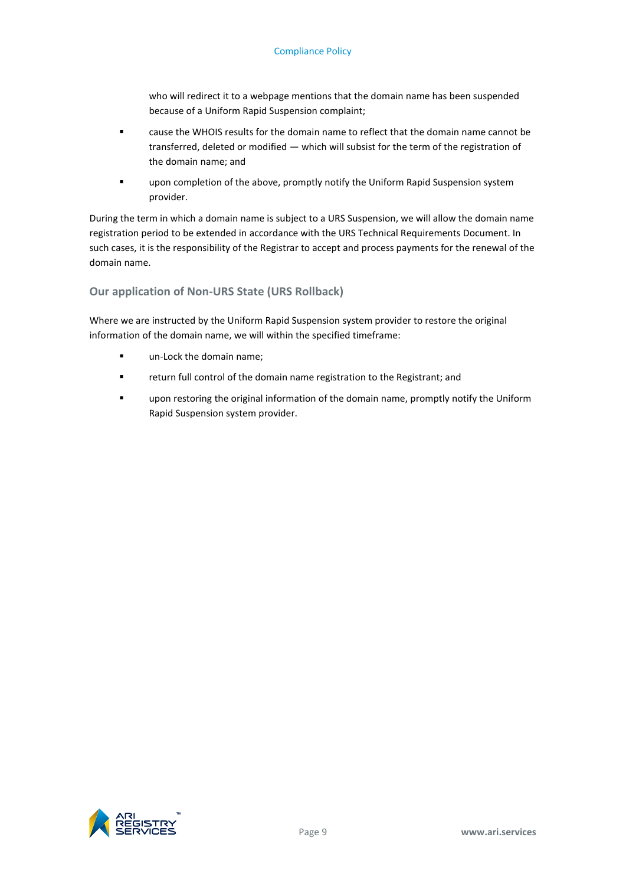who will redirect it to a webpage mentions that the domain name has been suspended because of a Uniform Rapid Suspension complaint;

- cause the WHOIS results for the domain name to reflect that the domain name cannot be transferred, deleted or modified — which will subsist for the term of the registration of the domain name; and
- upon completion of the above, promptly notify the Uniform Rapid Suspension system provider.

During the term in which a domain name is subject to a URS Suspension, we will allow the domain name registration period to be extended in accordance with the URS Technical Requirements Document. In such cases, it is the responsibility of the Registrar to accept and process payments for the renewal of the domain name.

### Our application of Non-URS State (URS Rollback)

Where we are instructed by the Uniform Rapid Suspension system provider to restore the original information of the domain name, we will within the specified timeframe:

- un-Lock the domain name;
- return full control of the domain name registration to the Registrant; and
- upon restoring the original information of the domain name, promptly notify the Uniform Rapid Suspension system provider.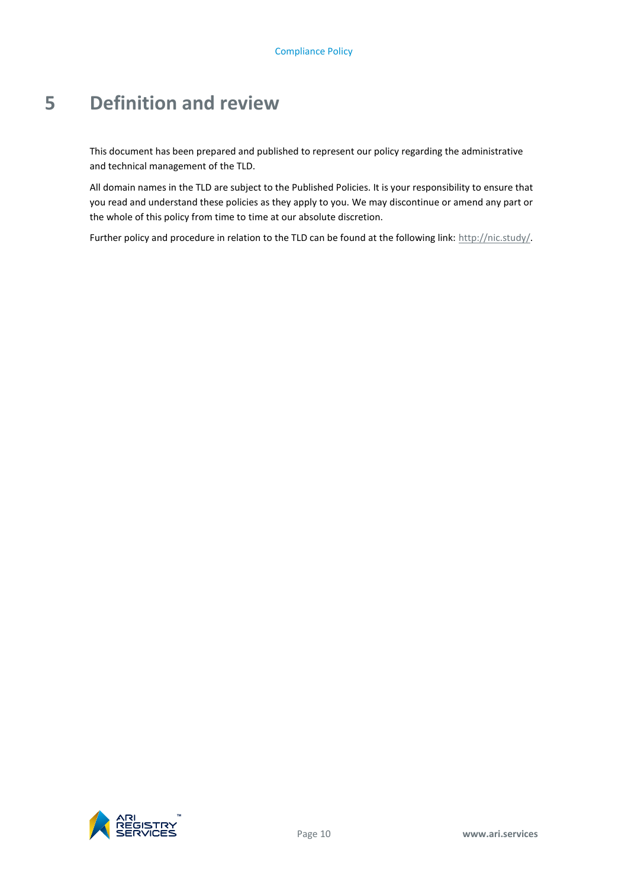# 5 Definition and review

This document has been prepared and published to represent our policy regarding the administrative and technical management of the TLD.

All domain names in the TLD are subject to the Published Policies. It is your responsibility to ensure that you read and understand these policies as they apply to you. We may discontinue or amend any part or the whole of this policy from time to time at our absolute discretion.

Further policy and procedure in relation to the TLD can be found at the following link: http://nic.study/.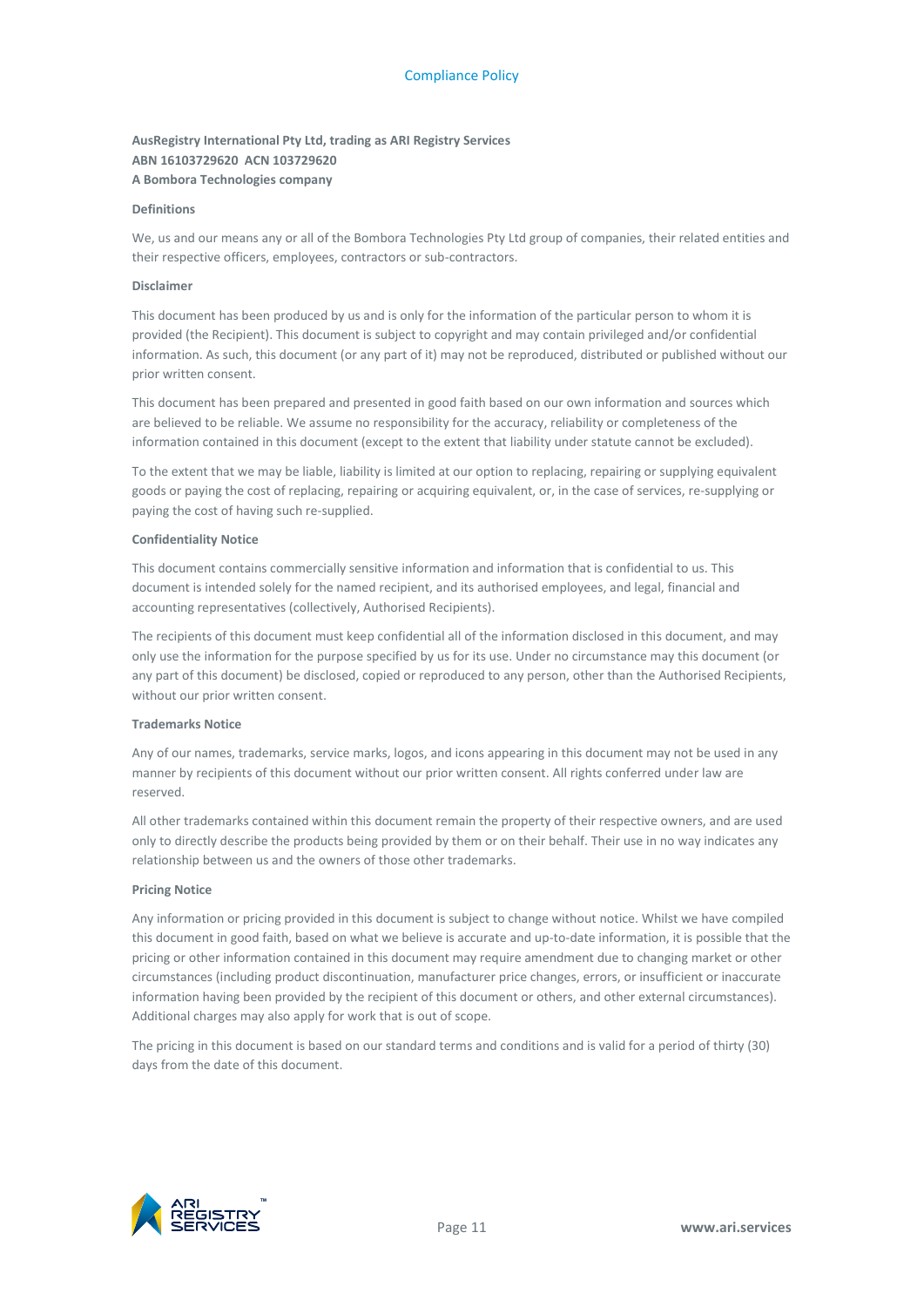**AusRegistry International Pty Ltd, trading as ARI Registry Services**
**ABN 16103729620 ACN 103729620**
**A Bombora Technologies company**

**Definitions**

We, us and our means any or all of the Bombora Technologies Pty Ltd group of companies, their related entities and their respective officers, employees, contractors or sub-contractors.

**Disclaimer**

This document has been produced by us and is only for the information of the particular person to whom it is provided (the Recipient). This document is subject to copyright and may contain privileged and/or confidential information. As such, this document (or any part of it) may not be reproduced, distributed or published without our prior written consent.

This document has been prepared and presented in good faith based on our own information and sources which are believed to be reliable. We assume no responsibility for the accuracy, reliability or completeness of the information contained in this document (except to the extent that liability under statute cannot be excluded).

To the extent that we may be liable, liability is limited at our option to replacing, repairing or supplying equivalent goods or paying the cost of replacing, repairing or acquiring equivalent, or, in the case of services, re-supplying or paying the cost of having such re-supplied.

**Confidentiality Notice**

This document contains commercially sensitive information and information that is confidential to us. This document is intended solely for the named recipient, and its authorised employees, and legal, financial and accounting representatives (collectively, Authorised Recipients).

The recipients of this document must keep confidential all of the information disclosed in this document, and may only use the information for the purpose specified by us for its use. Under no circumstance may this document (or any part of this document) be disclosed, copied or reproduced to any person, other than the Authorised Recipients, without our prior written consent.

**Trademarks Notice**

Any of our names, trademarks, service marks, logos, and icons appearing in this document may not be used in any manner by recipients of this document without our prior written consent. All rights conferred under law are reserved.

All other trademarks contained within this document remain the property of their respective owners, and are used only to directly describe the products being provided by them or on their behalf. Their use in no way indicates any relationship between us and the owners of those other trademarks.

**Pricing Notice**

Any information or pricing provided in this document is subject to change without notice. Whilst we have compiled this document in good faith, based on what we believe is accurate and up-to-date information, it is possible that the pricing or other information contained in this document may require amendment due to changing market or other circumstances (including product discontinuation, manufacturer price changes, errors, or insufficient or inaccurate information having been provided by the recipient of this document or others, and other external circumstances). Additional charges may also apply for work that is out of scope.

The pricing in this document is based on our standard terms and conditions and is valid for a period of thirty (30) days from the date of this document.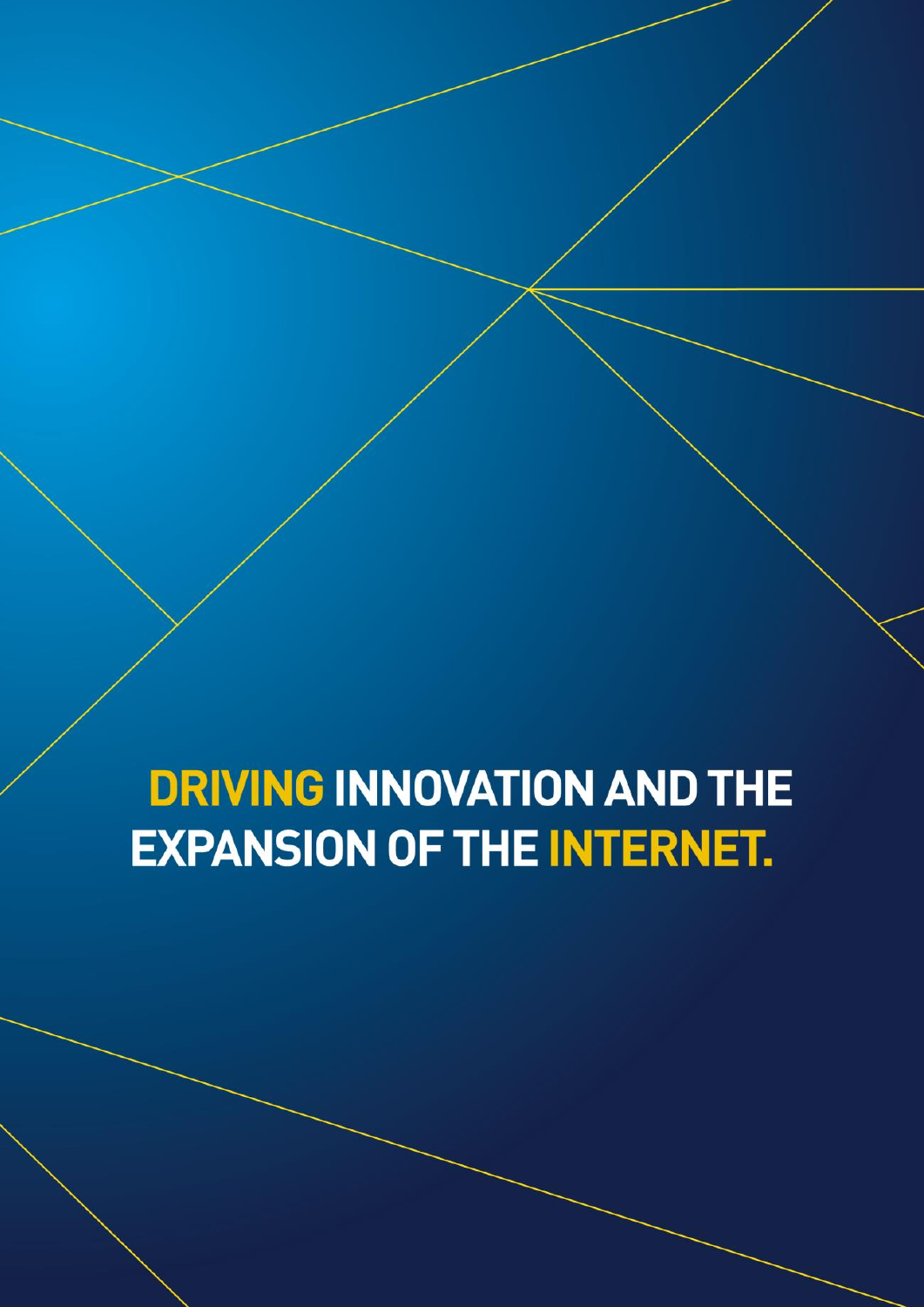**DRIVING INNOVATION AND THE EXPANSION OF THE INTERNET.**